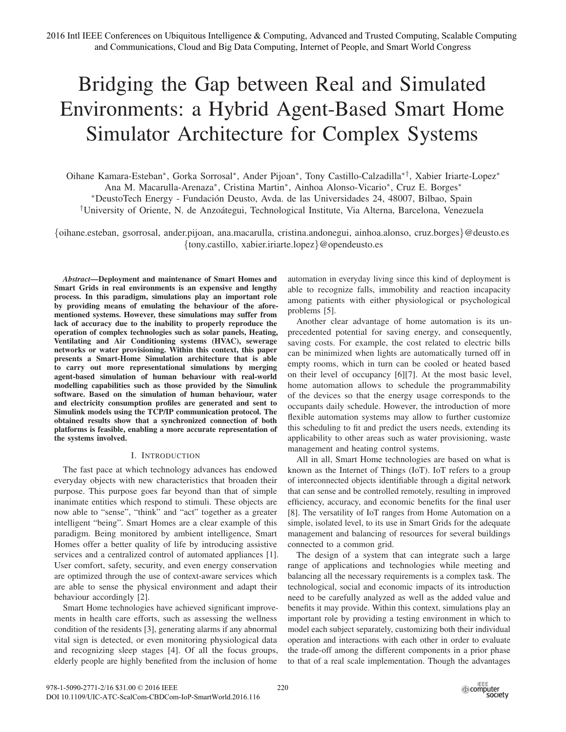# Bridging the Gap between Real and Simulated Environments: a Hybrid Agent-Based Smart Home Simulator Architecture for Complex Systems

Oihane Kamara-Esteban*, Gorka Sorrosal*, Ander Pijoan*, Tony Castillo-Calzadilla*†, Xabier Iriarte-Lopez*
Ana M. Macarulla-Arenaza*, Cristina Martin*, Ainhoa Alonso-Vicario*, Cruz E. Borges*
*DeustoTech Energy - Fundación Deusto, Avda. de las Universidades 24, 48007, Bilbao, Spain
†University of Oriente, N. de Anzoátegui, Technological Institute, Via Alterna, Barcelona, Venezuela

{oihane.esteban, gsorrosal, ander.pijoan, ana.macarulla, cristina.andonegui, ainhoa.alonso, cruz.borges}@deusto.es
{tony.castillo, xabier.iriarte.lopez}@opendeusto.es

***Abstract*—Deployment and maintenance of Smart Homes and Smart Grids in real environments is an expensive and lengthy process. In this paradigm, simulations play an important role by providing means of emulating the behaviour of the aforementioned systems. However, these simulations may suffer from lack of accuracy due to the inability to properly reproduce the operation of complex technologies such as solar panels, Heating, Ventilating and Air Conditioning systems (HVAC), sewerage networks or water provisioning. Within this context, this paper presents a Smart-Home Simulation architecture that is able to carry out more representational simulations by merging agent-based simulation of human behaviour with real-world modelling capabilities such as those provided by the Simulink software. Based on the simulation of human behaviour, water and electricity consumption profiles are generated and sent to Simulink models using the TCP/IP communication protocol. The obtained results show that a synchronized connection of both platforms is feasible, enabling a more accurate representation of the systems involved.**

## I. Introduction

The fast pace at which technology advances has endowed everyday objects with new characteristics that broaden their purpose. This purpose goes far beyond than that of simple inanimate entities which respond to stimuli. These objects are now able to "sense", "think" and "act" together as a greater intelligent "being". Smart Homes are a clear example of this paradigm. Being monitored by ambient intelligence, Smart Homes offer a better quality of life by introducing assistive services and a centralized control of automated appliances [1]. User comfort, safety, security, and even energy conservation are optimized through the use of context-aware services which are able to sense the physical environment and adapt their behaviour accordingly [2].

Smart Home technologies have achieved significant improvements in health care efforts, such as assessing the wellness condition of the residents [3], generating alarms if any abnormal vital sign is detected, or even monitoring physiological data and recognizing sleep stages [4]. Of all the focus groups, elderly people are highly benefited from the inclusion of home automation in everyday living since this kind of deployment is able to recognize falls, immobility and reaction incapacity among patients with either physiological or psychological problems [5].

Another clear advantage of home automation is its unprecedented potential for saving energy, and consequently, saving costs. For example, the cost related to electric bills can be minimized when lights are automatically turned off in empty rooms, which in turn can be cooled or heated based on their level of occupancy [6][7]. At the most basic level, home automation allows to schedule the programmability of the devices so that the energy usage corresponds to the occupants daily schedule. However, the introduction of more flexible automation systems may allow to further customize this scheduling to fit and predict the users needs, extending its applicability to other areas such as water provisioning, waste management and heating control systems.

All in all, Smart Home technologies are based on what is known as the Internet of Things (IoT). IoT refers to a group of interconnected objects identifiable through a digital network that can sense and be controlled remotely, resulting in improved efficiency, accuracy, and economic benefits for the final user [8]. The versatility of IoT ranges from Home Automation on a simple, isolated level, to its use in Smart Grids for the adequate management and balancing of resources for several buildings connected to a common grid.

The design of a system that can integrate such a large range of applications and technologies while meeting and balancing all the necessary requirements is a complex task. The technological, social and economic impacts of its introduction need to be carefully analyzed as well as the added value and benefits it may provide. Within this context, simulations play an important role by providing a testing environment in which to model each subject separately, customizing both their individual operation and interactions with each other in order to evaluate the trade-off among the different components in a prior phase to that of a real scale implementation. Though the advantages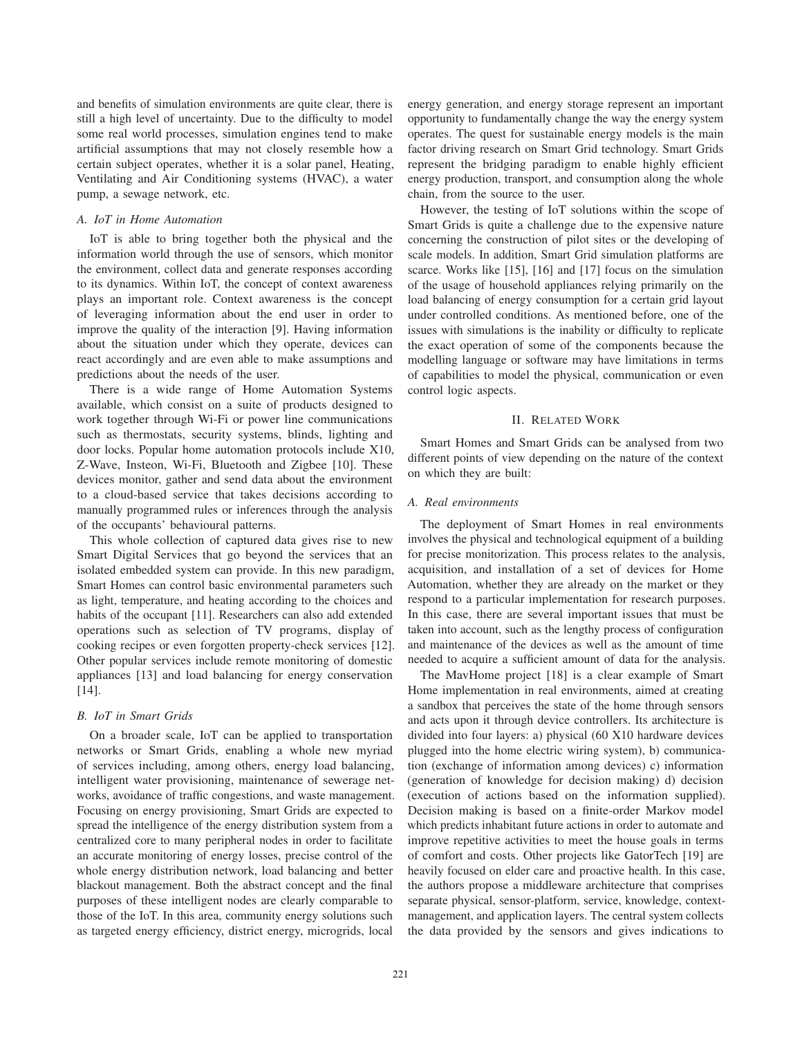and benefits of simulation environments are quite clear, there is still a high level of uncertainty. Due to the difficulty to model some real world processes, simulation engines tend to make artificial assumptions that may not closely resemble how a certain subject operates, whether it is a solar panel, Heating, Ventilating and Air Conditioning systems (HVAC), a water pump, a sewage network, etc.

### A. IoT in Home Automation

IoT is able to bring together both the physical and the information world through the use of sensors, which monitor the environment, collect data and generate responses according to its dynamics. Within IoT, the concept of context awareness plays an important role. Context awareness is the concept of leveraging information about the end user in order to improve the quality of the interaction [9]. Having information about the situation under which they operate, devices can react accordingly and are even able to make assumptions and predictions about the needs of the user.

There is a wide range of Home Automation Systems available, which consist on a suite of products designed to work together through Wi-Fi or power line communications such as thermostats, security systems, blinds, lighting and door locks. Popular home automation protocols include X10, Z-Wave, Insteon, Wi-Fi, Bluetooth and Zigbee [10]. These devices monitor, gather and send data about the environment to a cloud-based service that takes decisions according to manually programmed rules or inferences through the analysis of the occupants' behavioural patterns.

This whole collection of captured data gives rise to new Smart Digital Services that go beyond the services that an isolated embedded system can provide. In this new paradigm, Smart Homes can control basic environmental parameters such as light, temperature, and heating according to the choices and habits of the occupant [11]. Researchers can also add extended operations such as selection of TV programs, display of cooking recipes or even forgotten property-check services [12]. Other popular services include remote monitoring of domestic appliances [13] and load balancing for energy conservation [14].

### B. IoT in Smart Grids

On a broader scale, IoT can be applied to transportation networks or Smart Grids, enabling a whole new myriad of services including, among others, energy load balancing, intelligent water provisioning, maintenance of sewerage networks, avoidance of traffic congestions, and waste management. Focusing on energy provisioning, Smart Grids are expected to spread the intelligence of the energy distribution system from a centralized core to many peripheral nodes in order to facilitate an accurate monitoring of energy losses, precise control of the whole energy distribution network, load balancing and better blackout management. Both the abstract concept and the final purposes of these intelligent nodes are clearly comparable to those of the IoT. In this area, community energy solutions such as targeted energy efficiency, district energy, microgrids, local energy generation, and energy storage represent an important opportunity to fundamentally change the way the energy system operates. The quest for sustainable energy models is the main factor driving research on Smart Grid technology. Smart Grids represent the bridging paradigm to enable highly efficient energy production, transport, and consumption along the whole chain, from the source to the user.

However, the testing of IoT solutions within the scope of Smart Grids is quite a challenge due to the expensive nature concerning the construction of pilot sites or the developing of scale models. In addition, Smart Grid simulation platforms are scarce. Works like [15], [16] and [17] focus on the simulation of the usage of household appliances relying primarily on the load balancing of energy consumption for a certain grid layout under controlled conditions. As mentioned before, one of the issues with simulations is the inability or difficulty to replicate the exact operation of some of the components because the modelling language or software may have limitations in terms of capabilities to model the physical, communication or even control logic aspects.

## II. Related Work

Smart Homes and Smart Grids can be analysed from two different points of view depending on the nature of the context on which they are built:

### A. Real environments

The deployment of Smart Homes in real environments involves the physical and technological equipment of a building for precise monitorization. This process relates to the analysis, acquisition, and installation of a set of devices for Home Automation, whether they are already on the market or they respond to a particular implementation for research purposes. In this case, there are several important issues that must be taken into account, such as the lengthy process of configuration and maintenance of the devices as well as the amount of time needed to acquire a sufficient amount of data for the analysis.

The MavHome project [18] is a clear example of Smart Home implementation in real environments, aimed at creating a sandbox that perceives the state of the home through sensors and acts upon it through device controllers. Its architecture is divided into four layers: a) physical (60 X10 hardware devices plugged into the home electric wiring system), b) communication (exchange of information among devices) c) information (generation of knowledge for decision making) d) decision (execution of actions based on the information supplied). Decision making is based on a finite-order Markov model which predicts inhabitant future actions in order to automate and improve repetitive activities to meet the house goals in terms of comfort and costs. Other projects like GatorTech [19] are heavily focused on elder care and proactive health. In this case, the authors propose a middleware architecture that comprises separate physical, sensor-platform, service, knowledge, context-management, and application layers. The central system collects the data provided by the sensors and gives indications to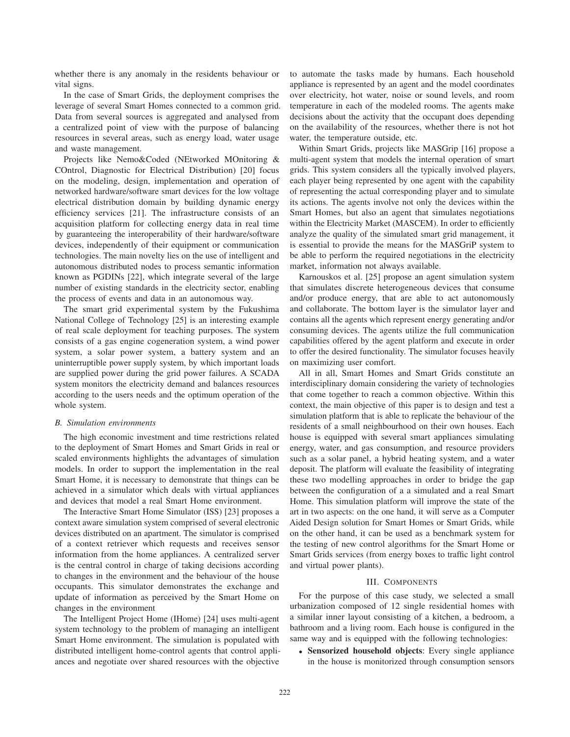whether there is any anomaly in the residents behaviour or vital signs.

In the case of Smart Grids, the deployment comprises the leverage of several Smart Homes connected to a common grid. Data from several sources is aggregated and analysed from a centralized point of view with the purpose of balancing resources in several areas, such as energy load, water usage and waste management.

Projects like Nemo&Coded (NEtworked MOnitoring & COntrol, Diagnostic for Electrical Distribution) [20] focus on the modeling, design, implementation and operation of networked hardware/software smart devices for the low voltage electrical distribution domain by building dynamic energy efficiency services [21]. The infrastructure consists of an acquisition platform for collecting energy data in real time by guaranteeing the interoperability of their hardware/software devices, independently of their equipment or communication technologies. The main novelty lies on the use of intelligent and autonomous distributed nodes to process semantic information known as PGDINs [22], which integrate several of the large number of existing standards in the electricity sector, enabling the process of events and data in an autonomous way.

The smart grid experimental system by the Fukushima National College of Technology [25] is an interesting example of real scale deployment for teaching purposes. The system consists of a gas engine cogeneration system, a wind power system, a solar power system, a battery system and an uninterruptible power supply system, by which important loads are supplied power during the grid power failures. A SCADA system monitors the electricity demand and balances resources according to the users needs and the optimum operation of the whole system.

### *B. Simulation environments*

The high economic investment and time restrictions related to the deployment of Smart Homes and Smart Grids in real or scaled environments highlights the advantages of simulation models. In order to support the implementation in the real Smart Home, it is necessary to demonstrate that things can be achieved in a simulator which deals with virtual appliances and devices that model a real Smart Home environment.

The Interactive Smart Home Simulator (ISS) [23] proposes a context aware simulation system comprised of several electronic devices distributed on an apartment. The simulator is comprised of a context retriever which requests and receives sensor information from the home appliances. A centralized server is the central control in charge of taking decisions according to changes in the environment and the behaviour of the house occupants. This simulator demonstrates the exchange and update of information as perceived by the Smart Home on changes in the environment

The Intelligent Project Home (IHome) [24] uses multi-agent system technology to the problem of managing an intelligent Smart Home environment. The simulation is populated with distributed intelligent home-control agents that control appliances and negotiate over shared resources with the objective to automate the tasks made by humans. Each household appliance is represented by an agent and the model coordinates over electricity, hot water, noise or sound levels, and room temperature in each of the modeled rooms. The agents make decisions about the activity that the occupant does depending on the availability of the resources, whether there is not hot water, the temperature outside, etc.

Within Smart Grids, projects like MASGrip [16] propose a multi-agent system that models the internal operation of smart grids. This system considers all the typically involved players, each player being represented by one agent with the capability of representing the actual corresponding player and to simulate its actions. The agents involve not only the devices within the Smart Homes, but also an agent that simulates negotiations within the Electricity Market (MASCEM). In order to efficiently analyze the quality of the simulated smart grid management, it is essential to provide the means for the MASGriP system to be able to perform the required negotiations in the electricity market, information not always available.

Karnouskos et al. [25] propose an agent simulation system that simulates discrete heterogeneous devices that consume and/or produce energy, that are able to act autonomously and collaborate. The bottom layer is the simulator layer and contains all the agents which represent energy generating and/or consuming devices. The agents utilize the full communication capabilities offered by the agent platform and execute in order to offer the desired functionality. The simulator focuses heavily on maximizing user comfort.

All in all, Smart Homes and Smart Grids constitute an interdisciplinary domain considering the variety of technologies that come together to reach a common objective. Within this context, the main objective of this paper is to design and test a simulation platform that is able to replicate the behaviour of the residents of a small neighbourhood on their own houses. Each house is equipped with several smart appliances simulating energy, water, and gas consumption, and resource providers such as a solar panel, a hybrid heating system, and a water deposit. The platform will evaluate the feasibility of integrating these two modelling approaches in order to bridge the gap between the configuration of a a simulated and a real Smart Home. This simulation platform will improve the state of the art in two aspects: on the one hand, it will serve as a Computer Aided Design solution for Smart Homes or Smart Grids, while on the other hand, it can be used as a benchmark system for the testing of new control algorithms for the Smart Home or Smart Grids services (from energy boxes to traffic light control and virtual power plants).

## III. Components

For the purpose of this case study, we selected a small urbanization composed of 12 single residential homes with a similar inner layout consisting of a kitchen, a bedroom, a bathroom and a living room. Each house is configured in the same way and is equipped with the following technologies:

- **Sensorized household objects**: Every single appliance in the house is monitorized through consumption sensors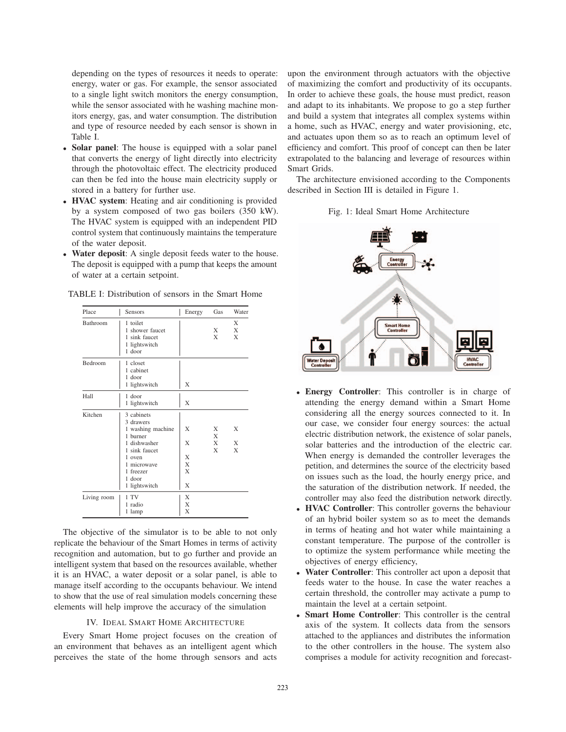depending on the types of resources it needs to operate: energy, water or gas. For example, the sensor associated to a single light switch monitors the energy consumption, while the sensor associated with he washing machine monitors energy, gas, and water consumption. The distribution and type of resource needed by each sensor is shown in Table I.

- **Solar panel**: The house is equipped with a solar panel that converts the energy of light directly into electricity through the photovoltaic effect. The electricity produced can then be fed into the house main electricity supply or stored in a battery for further use.
- **HVAC system**: Heating and air conditioning is provided by a system composed of two gas boilers (350 kW). The HVAC system is equipped with an independent PID control system that continuously maintains the temperature of the water deposit.
- **Water deposit**: A single deposit feeds water to the house. The deposit is equipped with a pump that keeps the amount of water at a certain setpoint.

TABLE I: Distribution of sensors in the Smart Home

| Place | Sensors | Energy | Gas | Water |
|---|---|---|---|---|
| Bathroom | 1 toilet | | | X |
| | 1 shower faucet | | X | X |
| | 1 sink faucet | | X | X |
| | 1 lightswitch | | | |
| | 1 door | | | |
| Bedroom | 1 closet | | | |
| | 1 cabinet | | | |
| | 1 door | | | |
| | 1 lightswitch | X | | |
| Hall | 1 door | | | |
| | 1 lightswitch | X | | |
| Kitchen | 3 cabinets | | | |
| | 3 drawers | | | |
| | 1 washing machine | X | X | X |
| | 1 burner | | X | |
| | 1 dishwasher | X | X | X |
| | 1 sink faucet | | X | X |
| | 1 oven | X | | |
| | 1 microwave | X | | |
| | 1 freezer | X | | |
| | 1 door | | | |
| | 1 lightswitch | X | | |
| Living room | 1 TV | X | | |
| | 1 radio | X | | |
| | 1 lamp | X | | |

The objective of the simulator is to be able to not only replicate the behaviour of the Smart Homes in terms of activity recognition and automation, but to go further and provide an intelligent system that based on the resources available, whether it is an HVAC, a water deposit or a solar panel, is able to manage itself according to the occupants behaviour. We intend to show that the use of real simulation models concerning these elements will help improve the accuracy of the simulation

## IV. Ideal Smart Home Architecture

Every Smart Home project focuses on the creation of an environment that behaves as an intelligent agent which perceives the state of the home through sensors and acts upon the environment through actuators with the objective of maximizing the comfort and productivity of its occupants. In order to achieve these goals, the house must predict, reason and adapt to its inhabitants. We propose to go a step further and build a system that integrates all complex systems within a home, such as HVAC, energy and water provisioning, etc, and actuates upon them so as to reach an optimum level of efficiency and comfort. This proof of concept can then be later extrapolated to the balancing and leverage of resources within Smart Grids.

The architecture envisioned according to the Components described in Section III is detailed in Figure 1.

Fig. 1: Ideal Smart Home Architecture

- **Energy Controller**: This controller is in charge of attending the energy demand within a Smart Home considering all the energy sources connected to it. In our case, we consider four energy sources: the actual electric distribution network, the existence of solar panels, solar batteries and the introduction of the electric car. When energy is demanded the controller leverages the petition, and determines the source of the electricity based on issues such as the load, the hourly energy price, and the saturation of the distribution network. If needed, the controller may also feed the distribution network directly.
- **HVAC Controller**: This controller governs the behaviour of an hybrid boiler system so as to meet the demands in terms of heating and hot water while maintaining a constant temperature. The purpose of the controller is to optimize the system performance while meeting the objectives of energy efficiency,
- **Water Controller**: This controller act upon a deposit that feeds water to the house. In case the water reaches a certain threshold, the controller may activate a pump to maintain the level at a certain setpoint.
- **Smart Home Controller**: This controller is the central axis of the system. It collects data from the sensors attached to the appliances and distributes the information to the other controllers in the house. The system also comprises a module for activity recognition and forecast-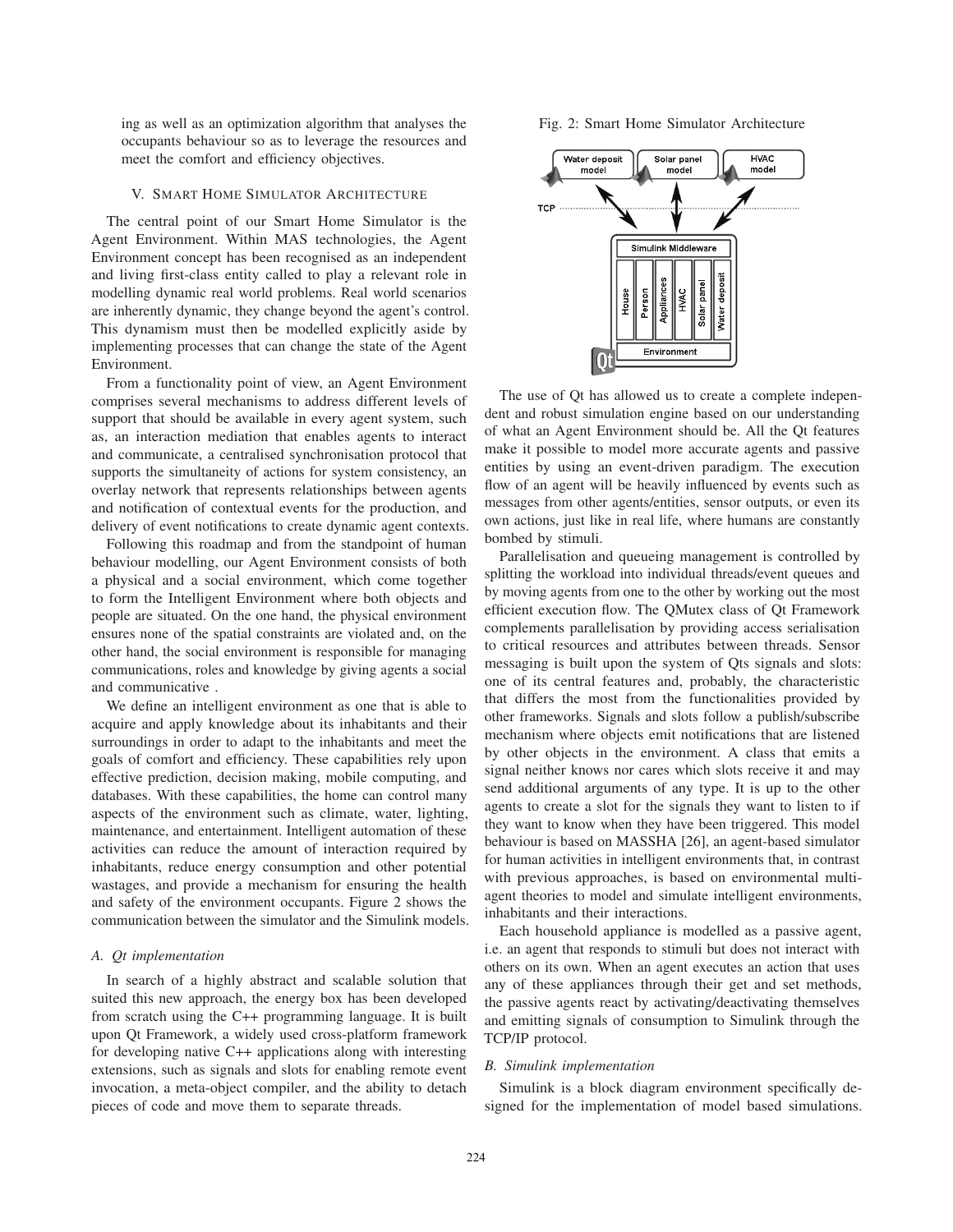ing as well as an optimization algorithm that analyses the occupants behaviour so as to leverage the resources and meet the comfort and efficiency objectives.

## V. Smart Home Simulator Architecture

The central point of our Smart Home Simulator is the Agent Environment. Within MAS technologies, the Agent Environment concept has been recognised as an independent and living first-class entity called to play a relevant role in modelling dynamic real world problems. Real world scenarios are inherently dynamic, they change beyond the agent's control. This dynamism must then be modelled explicitly aside by implementing processes that can change the state of the Agent Environment.

From a functionality point of view, an Agent Environment comprises several mechanisms to address different levels of support that should be available in every agent system, such as, an interaction mediation that enables agents to interact and communicate, a centralised synchronisation protocol that supports the simultaneity of actions for system consistency, an overlay network that represents relationships between agents and notification of contextual events for the production, and delivery of event notifications to create dynamic agent contexts.

Following this roadmap and from the standpoint of human behaviour modelling, our Agent Environment consists of both a physical and a social environment, which come together to form the Intelligent Environment where both objects and people are situated. On the one hand, the physical environment ensures none of the spatial constraints are violated and, on the other hand, the social environment is responsible for managing communications, roles and knowledge by giving agents a social and communicative .

We define an intelligent environment as one that is able to acquire and apply knowledge about its inhabitants and their surroundings in order to adapt to the inhabitants and meet the goals of comfort and efficiency. These capabilities rely upon effective prediction, decision making, mobile computing, and databases. With these capabilities, the home can control many aspects of the environment such as climate, water, lighting, maintenance, and entertainment. Intelligent automation of these activities can reduce the amount of interaction required by inhabitants, reduce energy consumption and other potential wastages, and provide a mechanism for ensuring the health and safety of the environment occupants. Figure 2 shows the communication between the simulator and the Simulink models.

### A. Qt implementation

In search of a highly abstract and scalable solution that suited this new approach, the energy box has been developed from scratch using the C++ programming language. It is built upon Qt Framework, a widely used cross-platform framework for developing native C++ applications along with interesting extensions, such as signals and slots for enabling remote event invocation, a meta-object compiler, and the ability to detach pieces of code and move them to separate threads.

Fig. 2: Smart Home Simulator Architecture

The use of Qt has allowed us to create a complete independent and robust simulation engine based on our understanding of what an Agent Environment should be. All the Qt features make it possible to model more accurate agents and passive entities by using an event-driven paradigm. The execution flow of an agent will be heavily influenced by events such as messages from other agents/entities, sensor outputs, or even its own actions, just like in real life, where humans are constantly bombed by stimuli.

Parallelisation and queueing management is controlled by splitting the workload into individual threads/event queues and by moving agents from one to the other by working out the most efficient execution flow. The QMutex class of Qt Framework complements parallelisation by providing access serialisation to critical resources and attributes between threads. Sensor messaging is built upon the system of Qts signals and slots: one of its central features and, probably, the characteristic that differs the most from the functionalities provided by other frameworks. Signals and slots follow a publish/subscribe mechanism where objects emit notifications that are listened by other objects in the environment. A class that emits a signal neither knows nor cares which slots receive it and may send additional arguments of any type. It is up to the other agents to create a slot for the signals they want to listen to if they want to know when they have been triggered. This model behaviour is based on MASSHA [26], an agent-based simulator for human activities in intelligent environments that, in contrast with previous approaches, is based on environmental multi-agent theories to model and simulate intelligent environments, inhabitants and their interactions.

Each household appliance is modelled as a passive agent, i.e. an agent that responds to stimuli but does not interact with others on its own. When an agent executes an action that uses any of these appliances through their get and set methods, the passive agents react by activating/deactivating themselves and emitting signals of consumption to Simulink through the TCP/IP protocol.

### B. Simulink implementation

Simulink is a block diagram environment specifically designed for the implementation of model based simulations.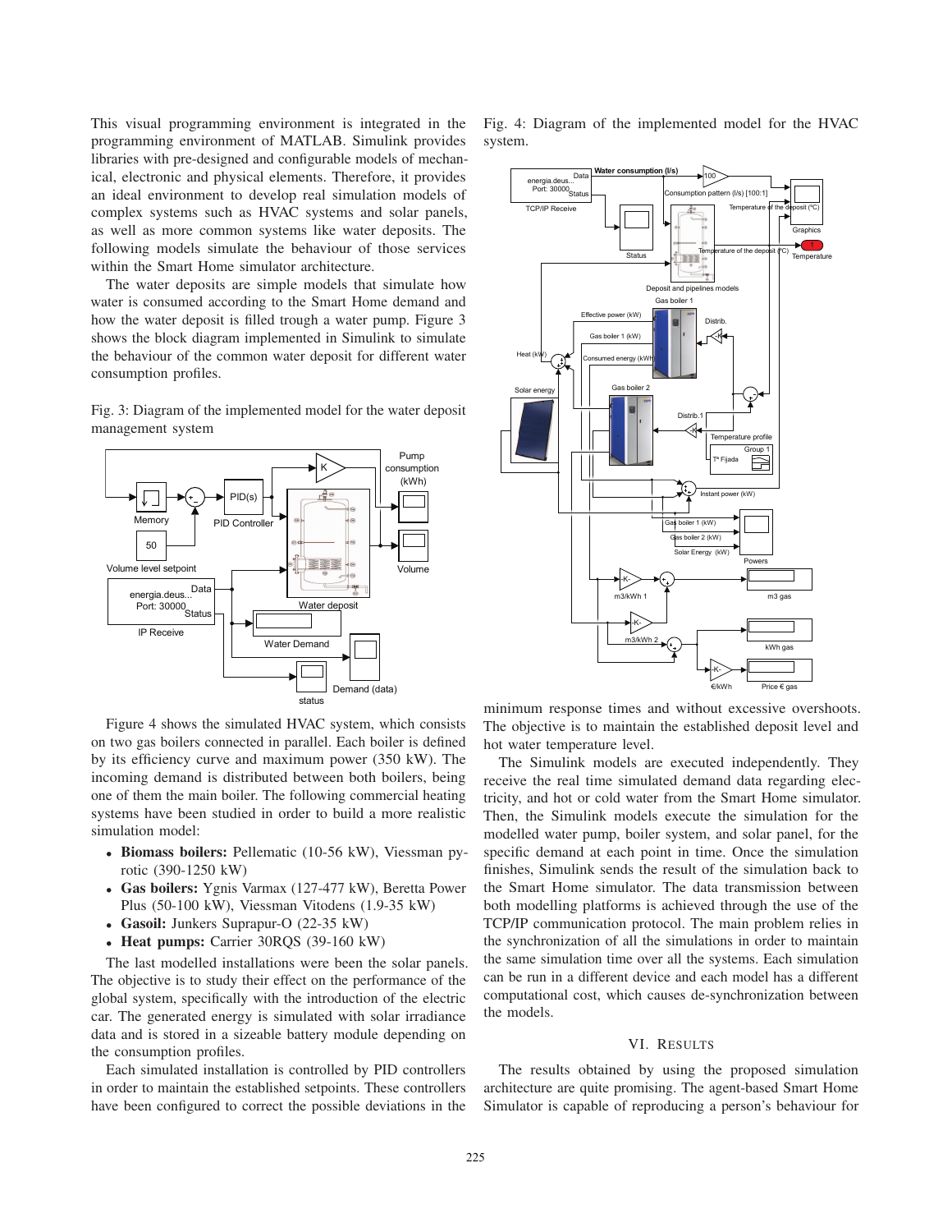This visual programming environment is integrated in the programming environment of MATLAB. Simulink provides libraries with pre-designed and configurable models of mechanical, electronic and physical elements. Therefore, it provides an ideal environment to develop real simulation models of complex systems such as HVAC systems and solar panels, as well as more common systems like water deposits. The following models simulate the behaviour of those services within the Smart Home simulator architecture.

The water deposits are simple models that simulate how water is consumed according to the Smart Home demand and how the water deposit is filled trough a water pump. Figure 3 shows the block diagram implemented in Simulink to simulate the behaviour of the common water deposit for different water consumption profiles.

Fig. 3: Diagram of the implemented model for the water deposit management system

Figure 4 shows the simulated HVAC system, which consists on two gas boilers connected in parallel. Each boiler is defined by its efficiency curve and maximum power (350 kW). The incoming demand is distributed between both boilers, being one of them the main boiler. The following commercial heating systems have been studied in order to build a more realistic simulation model:

- **Biomass boilers:** Pellematic (10-56 kW), Viessman pyrotic (390-1250 kW)
- **Gas boilers:** Ygnis Varmax (127-477 kW), Beretta Power Plus (50-100 kW), Viessman Vitodens (1.9-35 kW)
- **Gasoil:** Junkers Suprapur-O (22-35 kW)
- **Heat pumps:** Carrier 30RQS (39-160 kW)

The last modelled installations were been the solar panels. The objective is to study their effect on the performance of the global system, specifically with the introduction of the electric car. The generated energy is simulated with solar irradiance data and is stored in a sizeable battery module depending on the consumption profiles.

Each simulated installation is controlled by PID controllers in order to maintain the established setpoints. These controllers have been configured to correct the possible deviations in the minimum response times and without excessive overshoots. The objective is to maintain the established deposit level and hot water temperature level.

Fig. 4: Diagram of the implemented model for the HVAC system.

The Simulink models are executed independently. They receive the real time simulated demand data regarding electricity, and hot or cold water from the Smart Home simulator. Then, the Simulink models execute the simulation for the modelled water pump, boiler system, and solar panel, for the specific demand at each point in time. Once the simulation finishes, Simulink sends the result of the simulation back to the Smart Home simulator. The data transmission between both modelling platforms is achieved through the use of the TCP/IP communication protocol. The main problem relies in the synchronization of all the simulations in order to maintain the same simulation time over all the systems. Each simulation can be run in a different device and each model has a different computational cost, which causes de-synchronization between the models.

## VI. Results

The results obtained by using the proposed simulation architecture are quite promising. The agent-based Smart Home Simulator is capable of reproducing a person's behaviour for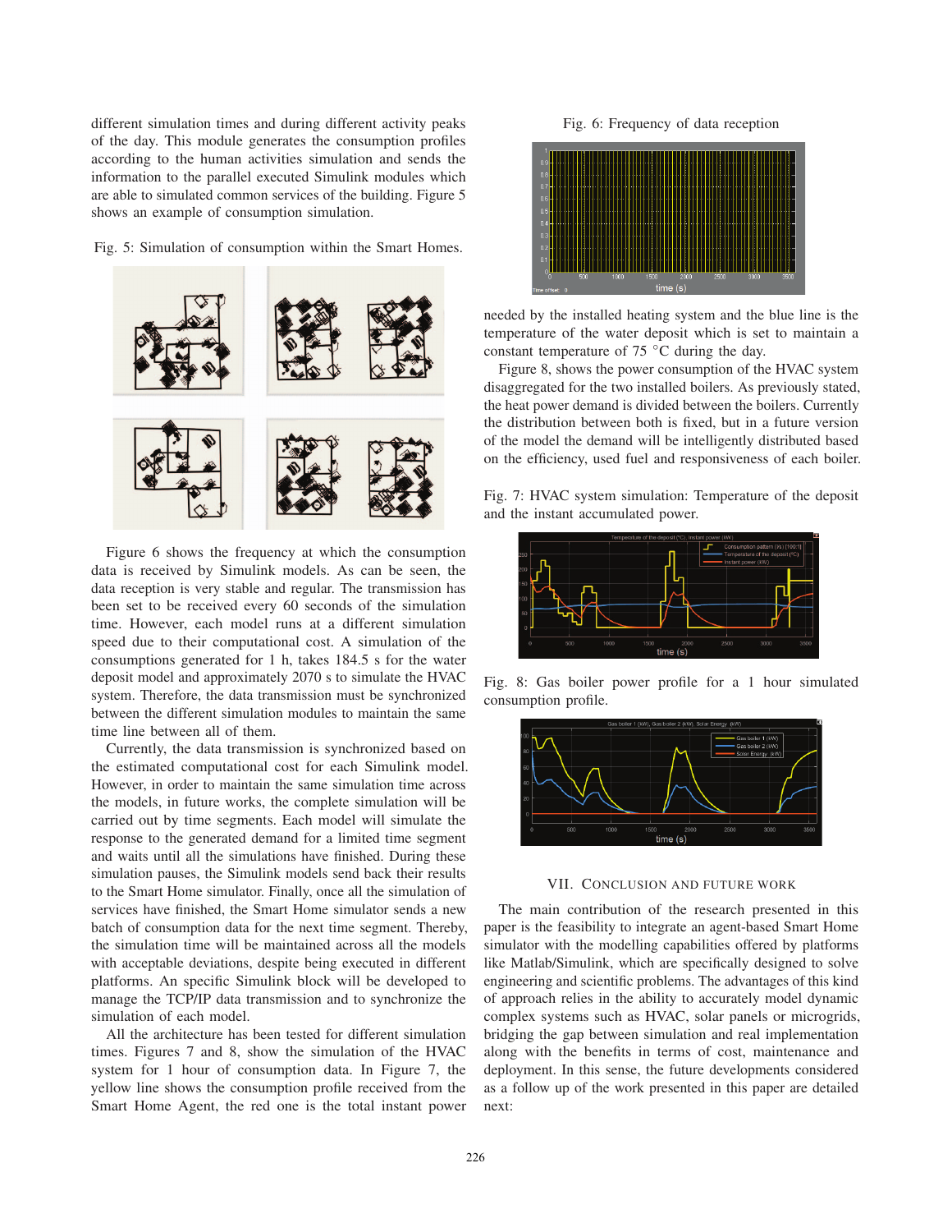different simulation times and during different activity peaks of the day. This module generates the consumption profiles according to the human activities simulation and sends the information to the parallel executed Simulink modules which are able to simulated common services of the building. Figure 5 shows an example of consumption simulation.

Fig. 5: Simulation of consumption within the Smart Homes.

Figure 6 shows the frequency at which the consumption data is received by Simulink models. As can be seen, the data reception is very stable and regular. The transmission has been set to be received every 60 seconds of the simulation time. However, each model runs at a different simulation speed due to their computational cost. A simulation of the consumptions generated for 1 h, takes 184.5 s for the water deposit model and approximately 2070 s to simulate the HVAC system. Therefore, the data transmission must be synchronized between the different simulation modules to maintain the same time line between all of them.

Currently, the data transmission is synchronized based on the estimated computational cost for each Simulink model. However, in order to maintain the same simulation time across the models, in future works, the complete simulation will be carried out by time segments. Each model will simulate the response to the generated demand for a limited time segment and waits until all the simulations have finished. During these simulation pauses, the Simulink models send back their results to the Smart Home simulator. Finally, once all the simulation of services have finished, the Smart Home simulator sends a new batch of consumption data for the next time segment. Thereby, the simulation time will be maintained across all the models with acceptable deviations, despite being executed in different platforms. An specific Simulink block will be developed to manage the TCP/IP data transmission and to synchronize the simulation of each model.

All the architecture has been tested for different simulation times. Figures 7 and 8, show the simulation of the HVAC system for 1 hour of consumption data. In Figure 7, the yellow line shows the consumption profile received from the Smart Home Agent, the red one is the total instant power

Fig. 6: Frequency of data reception

needed by the installed heating system and the blue line is the temperature of the water deposit which is set to maintain a constant temperature of 75 °C during the day.

Figure 8, shows the power consumption of the HVAC system disaggregated for the two installed boilers. As previously stated, the heat power demand is divided between the boilers. Currently the distribution between both is fixed, but in a future version of the model the demand will be intelligently distributed based on the efficiency, used fuel and responsiveness of each boiler.

Fig. 7: HVAC system simulation: Temperature of the deposit and the instant accumulated power.

Fig. 8: Gas boiler power profile for a 1 hour simulated consumption profile.

## VII. Conclusion and Future Work

The main contribution of the research presented in this paper is the feasibility to integrate an agent-based Smart Home simulator with the modelling capabilities offered by platforms like Matlab/Simulink, which are specifically designed to solve engineering and scientific problems. The advantages of this kind of approach relies in the ability to accurately model dynamic complex systems such as HVAC, solar panels or microgrids, bridging the gap between simulation and real implementation along with the benefits in terms of cost, maintenance and deployment. In this sense, the future developments considered as a follow up of the work presented in this paper are detailed next: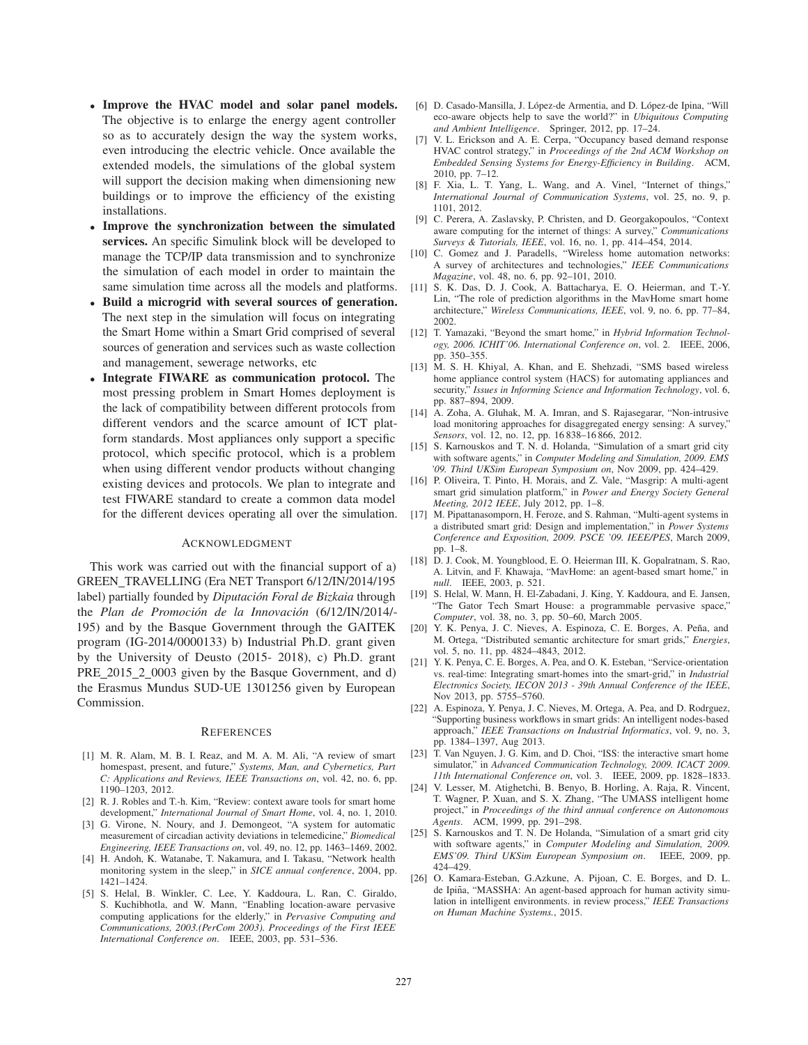- **Improve the HVAC model and solar panel models.** The objective is to enlarge the energy agent controller so as to accurately design the way the system works, even introducing the electric vehicle. Once available the extended models, the simulations of the global system will support the decision making when dimensioning new buildings or to improve the efficiency of the existing installations.
- **Improve the synchronization between the simulated services.** An specific Simulink block will be developed to manage the TCP/IP data transmission and to synchronize the simulation of each model in order to maintain the same simulation time across all the models and platforms.
- **Build a microgrid with several sources of generation.** The next step in the simulation will focus on integrating the Smart Home within a Smart Grid comprised of several sources of generation and services such as waste collection and management, sewerage networks, etc
- **Integrate FIWARE as communication protocol.** The most pressing problem in Smart Homes deployment is the lack of compatibility between different protocols from different vendors and the scarce amount of ICT platform standards. Most appliances only support a specific protocol, which specific protocol, which is a problem when using different vendor products without changing existing devices and protocols. We plan to integrate and test FIWARE standard to create a common data model for the different devices operating all over the simulation.

## ACKNOWLEDGMENT

This work was carried out with the financial support of a) GREEN_TRAVELLING (Era NET Transport 6/12/IN/2014/195 label) partially founded by *Diputación Foral de Bizkaia* through the *Plan de Promoción de la Innovación* (6/12/IN/2014/-195) and by the Basque Government through the GAITEK program (IG-2014/0000133) b) Industrial Ph.D. grant given by the University of Deusto (2015- 2018), c) Ph.D. grant PRE_2015_2_0003 given by the Basque Government, and d) the Erasmus Mundus SUD-UE 1301256 given by European Commission.

## REFERENCES

[1] M. R. Alam, M. B. I. Reaz, and M. A. M. Ali, "A review of smart homespast, present, and future," *Systems, Man, and Cybernetics, Part C: Applications and Reviews, IEEE Transactions on*, vol. 42, no. 6, pp. 1190–1203, 2012.

[2] R. J. Robles and T.-h. Kim, "Review: context aware tools for smart home development," *International Journal of Smart Home*, vol. 4, no. 1, 2010.

[3] G. Virone, N. Noury, and J. Demongeot, "A system for automatic measurement of circadian activity deviations in telemedicine," *Biomedical Engineering, IEEE Transactions on*, vol. 49, no. 12, pp. 1463–1469, 2002.

[4] H. Andoh, K. Watanabe, T. Nakamura, and I. Takasu, "Network health monitoring system in the sleep," in *SICE annual conference*, 2004, pp. 1421–1424.

[5] S. Helal, B. Winkler, C. Lee, Y. Kaddoura, L. Ran, C. Giraldo, S. Kuchibhotla, and W. Mann, "Enabling location-aware pervasive computing applications for the elderly," in *Pervasive Computing and Communications, 2003.(PerCom 2003). Proceedings of the First IEEE International Conference on*. IEEE, 2003, pp. 531–536.

[6] D. Casado-Mansilla, J. López-de Armentia, and D. López-de Ipina, "Will eco-aware objects help to save the world?" in *Ubiquitous Computing and Ambient Intelligence*. Springer, 2012, pp. 17–24.

[7] V. L. Erickson and A. E. Cerpa, "Occupancy based demand response HVAC control strategy," in *Proceedings of the 2nd ACM Workshop on Embedded Sensing Systems for Energy-Efficiency in Building*. ACM, 2010, pp. 7–12.

[8] F. Xia, L. T. Yang, L. Wang, and A. Vinel, "Internet of things," *International Journal of Communication Systems*, vol. 25, no. 9, p. 1101, 2012.

[9] C. Perera, A. Zaslavsky, P. Christen, and D. Georgakopoulos, "Context aware computing for the internet of things: A survey," *Communications Surveys & Tutorials, IEEE*, vol. 16, no. 1, pp. 414–454, 2014.

[10] C. Gomez and J. Paradells, "Wireless home automation networks: A survey of architectures and technologies," *IEEE Communications Magazine*, vol. 48, no. 6, pp. 92–101, 2010.

[11] S. K. Das, D. J. Cook, A. Battacharya, E. O. Heierman, and T.-Y. Lin, "The role of prediction algorithms in the MavHome smart home architecture," *Wireless Communications, IEEE*, vol. 9, no. 6, pp. 77–84, 2002.

[12] T. Yamazaki, "Beyond the smart home," in *Hybrid Information Technology, 2006. ICHIT'06. International Conference on*, vol. 2. IEEE, 2006, pp. 350–355.

[13] M. S. H. Khiyal, A. Khan, and E. Shehzadi, "SMS based wireless home appliance control system (HACS) for automating appliances and security," *Issues in Informing Science and Information Technology*, vol. 6, pp. 887–894, 2009.

[14] A. Zoha, A. Gluhak, M. A. Imran, and S. Rajasegarar, "Non-intrusive load monitoring approaches for disaggregated energy sensing: A survey," *Sensors*, vol. 12, no. 12, pp. 16 838–16 866, 2012.

[15] S. Karnouskos and T. N. d. Holanda, "Simulation of a smart grid city with software agents," in *Computer Modeling and Simulation, 2009. EMS '09. Third UKSim European Symposium on*, Nov 2009, pp. 424–429.

[16] P. Oliveira, T. Pinto, H. Morais, and Z. Vale, "Masgrip: A multi-agent smart grid simulation platform," in *Power and Energy Society General Meeting, 2012 IEEE*, July 2012, pp. 1–8.

[17] M. Pipattanasomporn, H. Feroze, and S. Rahman, "Multi-agent systems in a distributed smart grid: Design and implementation," in *Power Systems Conference and Exposition, 2009. PSCE '09. IEEE/PES*, March 2009, pp. 1–8.

[18] D. J. Cook, M. Youngblood, E. O. Heierman III, K. Gopalratnam, S. Rao, A. Litvin, and F. Khawaja, "MavHome: an agent-based smart home," in *null*. IEEE, 2003, p. 521.

[19] S. Helal, W. Mann, H. El-Zabadani, J. King, Y. Kaddoura, and E. Jansen, "The Gator Tech Smart House: a programmable pervasive space," *Computer*, vol. 38, no. 3, pp. 50–60, March 2005.

[20] Y. K. Penya, J. C. Nieves, A. Espinoza, C. E. Borges, A. Peña, and M. Ortega, "Distributed semantic architecture for smart grids," *Energies*, vol. 5, no. 11, pp. 4824–4843, 2012.

[21] Y. K. Penya, C. E. Borges, A. Pea, and O. K. Esteban, "Service-orientation vs. real-time: Integrating smart-homes into the smart-grid," in *Industrial Electronics Society, IECON 2013 - 39th Annual Conference of the IEEE*, Nov 2013, pp. 5755–5760.

[22] A. Espinoza, Y. Penya, J. C. Nieves, M. Ortega, A. Pea, and D. Rodrguez, "Supporting business workflows in smart grids: An intelligent nodes-based approach," *IEEE Transactions on Industrial Informatics*, vol. 9, no. 3, pp. 1384–1397, Aug 2013.

[23] T. Van Nguyen, J. G. Kim, and D. Choi, "ISS: the interactive smart home simulator," in *Advanced Communication Technology, 2009. ICACT 2009. 11th International Conference on*, vol. 3. IEEE, 2009, pp. 1828–1833.

[24] V. Lesser, M. Atighetchi, B. Benyo, B. Horling, A. Raja, R. Vincent, T. Wagner, P. Xuan, and S. X. Zhang, "The UMASS intelligent home project," in *Proceedings of the third annual conference on Autonomous Agents*. ACM, 1999, pp. 291–298.

[25] S. Karnouskos and T. N. De Holanda, "Simulation of a smart grid city with software agents," in *Computer Modeling and Simulation, 2009. EMS'09. Third UKSim European Symposium on*. IEEE, 2009, pp. 424–429.

[26] O. Kamara-Esteban, G.Azkune, A. Pijoan, C. E. Borges, and D. L. de Ipiña, "MASSHA: An agent-based approach for human activity simulation in intelligent environments. in review process," *IEEE Transactions on Human Machine Systems.*, 2015.